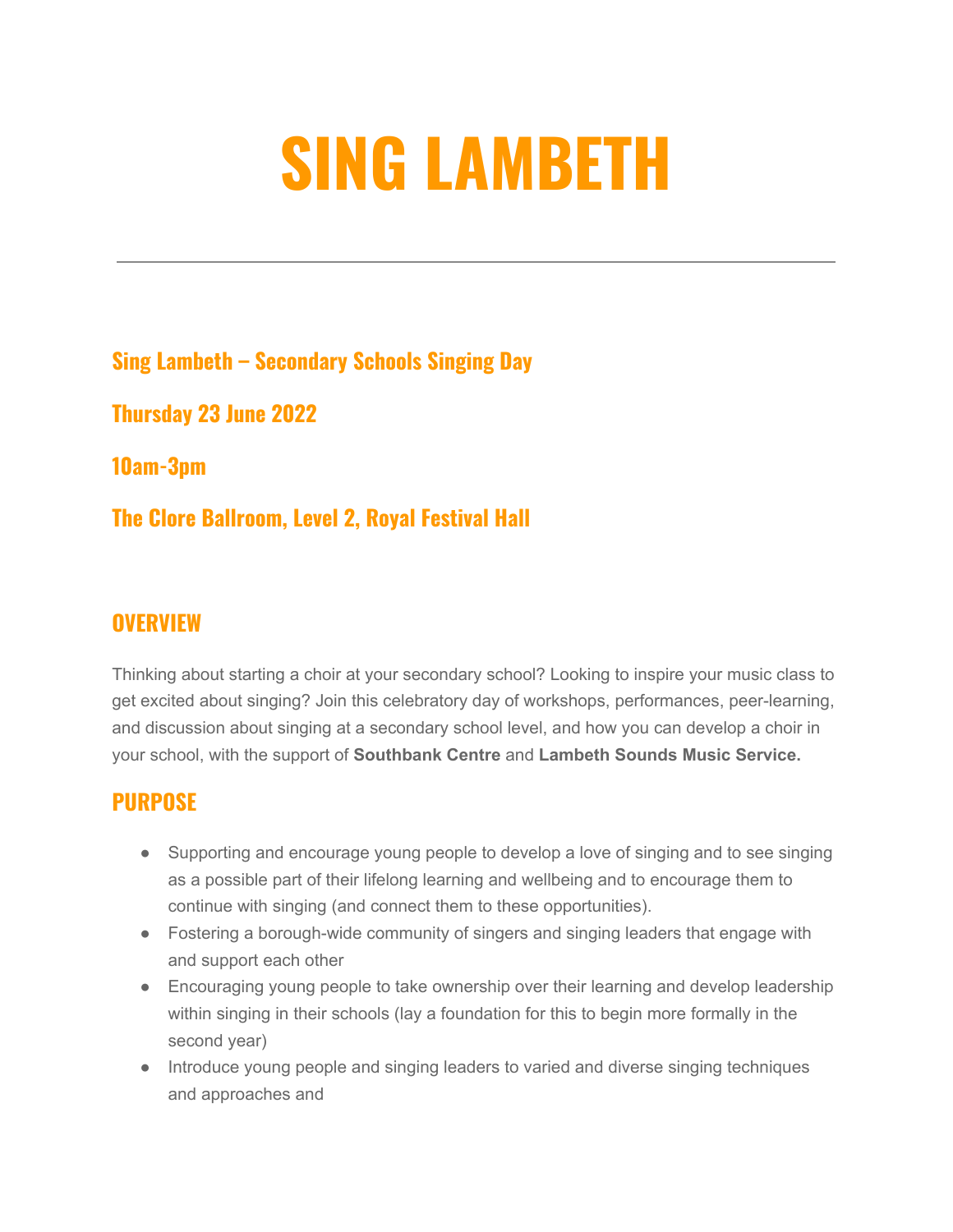# SING LAMBETH

---

### Sing Lambeth – Secondary Schools Singing Day

### Thursday 23 June 2022

### 10am-3pm

### The Clore Ballroom, Level 2, Royal Festival Hall

## OVERVIEW

Thinking about starting a choir at your secondary school? Looking to inspire your music class to get excited about singing? Join this celebratory day of workshops, performances, peer-learning, and discussion about singing at a secondary school level, and how you can develop a choir in your school, with the support of **Southbank Centre** and **Lambeth Sounds Music Service.**

## PURPOSE

- Supporting and encourage young people to develop a love of singing and to see singing as a possible part of their lifelong learning and wellbeing and to encourage them to continue with singing (and connect them to these opportunities).
- Fostering a borough-wide community of singers and singing leaders that engage with and support each other
- Encouraging young people to take ownership over their learning and develop leadership within singing in their schools (lay a foundation for this to begin more formally in the second year)
- Introduce young people and singing leaders to varied and diverse singing techniques and approaches and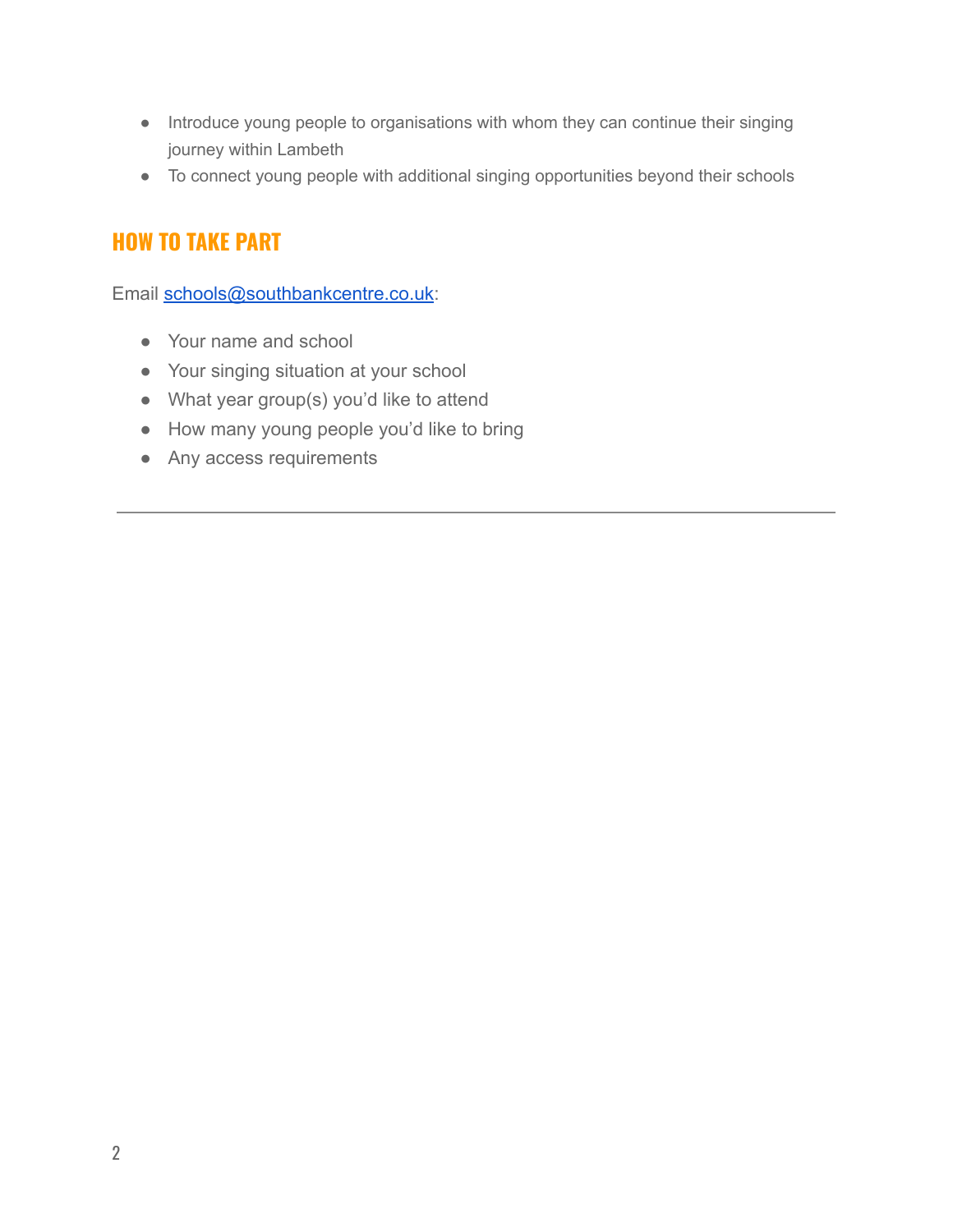- Introduce young people to organisations with whom they can continue their singing journey within Lambeth
- To connect young people with additional singing opportunities beyond their schools

## HOW TO TAKE PART

Email [schools@southbankcentre.co.uk](mailto:schools@southbankcentre.co.uk):

- Your name and school
- Your singing situation at your school
- What year group(s) you'd like to attend
- How many young people you'd like to bring
- Any access requirements

---